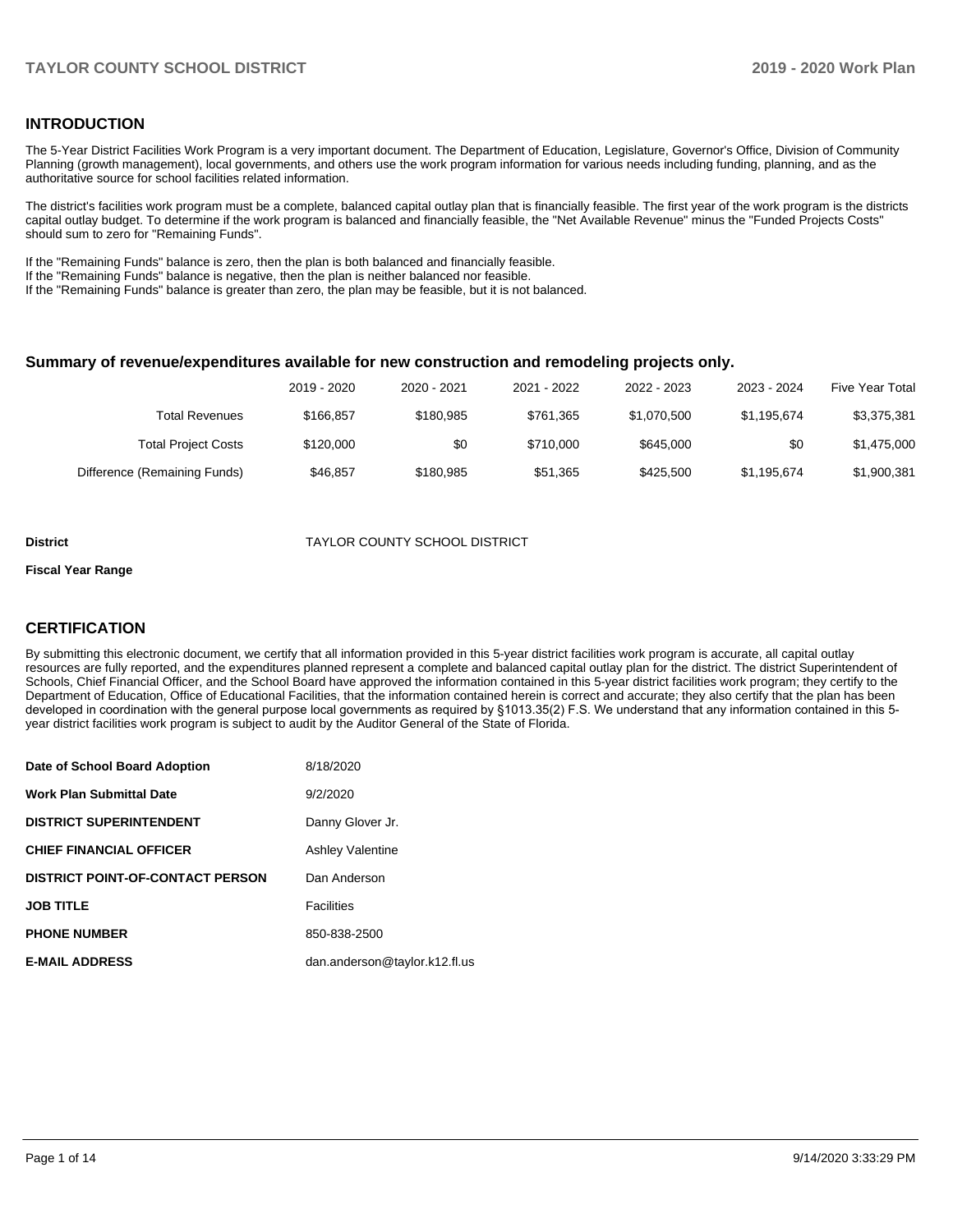## INTRODUCTION

The 5-Year District Facilities Work Program is a very important document. The Department of Education, Legislature, Governor's Office, Division of Community Planning (growth management), local governments, and others use the work program information for various needs including funding, planning, and as the authoritative source for school facilities related information.

The district's facilities work program must be a complete, balanced capital outlay plan that is financially feasible. The first year of the work program is the districts capital outlay budget. To determine if the work program is balanced and financially feasible, the "Net Available Revenue" minus the "Funded Projects Costs" should sum to zero for "Remaining Funds".

If the "Remaining Funds" balance is zero, then the plan is both balanced and financially feasible.
If the "Remaining Funds" balance is negative, then the plan is neither balanced nor feasible.
If the "Remaining Funds" balance is greater than zero, the plan may be feasible, but it is not balanced.

### Summary of revenue/expenditures available for new construction and remodeling projects only.

| | 2019 - 2020 | 2020 - 2021 | 2021 - 2022 | 2022 - 2023 | 2023 - 2024 | Five Year Total |
|---|---|---|---|---|---|---|
| Total Revenues | $166,857 | $180,985 | $761,365 | $1,070,500 | $1,195,674 | $3,375,381 |
| Total Project Costs | $120,000 | $0 | $710,000 | $645,000 | $0 | $1,475,000 |
| Difference (Remaining Funds) | $46,857 | $180,985 | $51,365 | $425,500 | $1,195,674 | $1,900,381 |

**District** TAYLOR COUNTY SCHOOL DISTRICT

**Fiscal Year Range**

## CERTIFICATION

By submitting this electronic document, we certify that all information provided in this 5-year district facilities work program is accurate, all capital outlay resources are fully reported, and the expenditures planned represent a complete and balanced capital outlay plan for the district. The district Superintendent of Schools, Chief Financial Officer, and the School Board have approved the information contained in this 5-year district facilities work program; they certify to the Department of Education, Office of Educational Facilities, that the information contained herein is correct and accurate; they also certify that the plan has been developed in coordination with the general purpose local governments as required by §1013.35(2) F.S. We understand that any information contained in this 5-year district facilities work program is subject to audit by the Auditor General of the State of Florida.

| | |
|---|---|
| **Date of School Board Adoption** | 8/18/2020 |
| **Work Plan Submittal Date** | 9/2/2020 |
| **DISTRICT SUPERINTENDENT** | Danny Glover Jr. |
| **CHIEF FINANCIAL OFFICER** | Ashley Valentine |
| **DISTRICT POINT-OF-CONTACT PERSON** | Dan Anderson |
| **JOB TITLE** | Facilities |
| **PHONE NUMBER** | 850-838-2500 |
| **E-MAIL ADDRESS** | dan.anderson@taylor.k12.fl.us |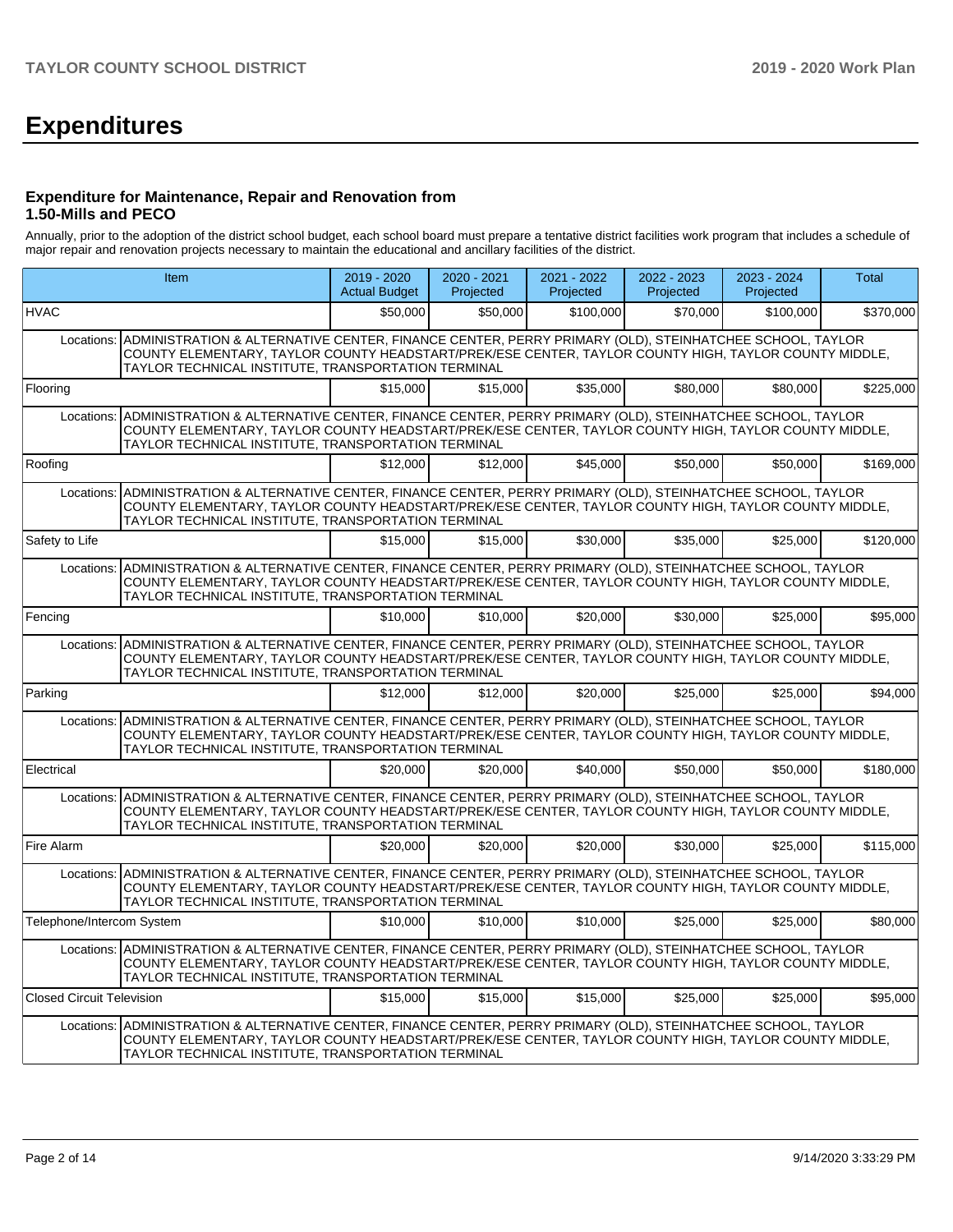# Expenditures

### Expenditure for Maintenance, Repair and Renovation from 1.50-Mills and PECO

Annually, prior to the adoption of the district school budget, each school board must prepare a tentative district facilities work program that includes a schedule of major repair and renovation projects necessary to maintain the educational and ancillary facilities of the district.

| Item | | 2019 - 2020 Actual Budget | 2020 - 2021 Projected | 2021 - 2022 Projected | 2022 - 2023 Projected | 2023 - 2024 Projected | Total |
|---|---|---|---|---|---|---|---|
| HVAC | | $50,000 | $50,000 | $100,000 | $70,000 | $100,000 | $370,000 |
| Locations: | ADMINISTRATION & ALTERNATIVE CENTER, FINANCE CENTER, PERRY PRIMARY (OLD), STEINHATCHEE SCHOOL, TAYLOR COUNTY ELEMENTARY, TAYLOR COUNTY HEADSTART/PREK/ESE CENTER, TAYLOR COUNTY HIGH, TAYLOR COUNTY MIDDLE, TAYLOR TECHNICAL INSTITUTE, TRANSPORTATION TERMINAL | | | | | | |
| Flooring | | $15,000 | $15,000 | $35,000 | $80,000 | $80,000 | $225,000 |
| Locations: | ADMINISTRATION & ALTERNATIVE CENTER, FINANCE CENTER, PERRY PRIMARY (OLD), STEINHATCHEE SCHOOL, TAYLOR COUNTY ELEMENTARY, TAYLOR COUNTY HEADSTART/PREK/ESE CENTER, TAYLOR COUNTY HIGH, TAYLOR COUNTY MIDDLE, TAYLOR TECHNICAL INSTITUTE, TRANSPORTATION TERMINAL | | | | | | |
| Roofing | | $12,000 | $12,000 | $45,000 | $50,000 | $50,000 | $169,000 |
| Locations: | ADMINISTRATION & ALTERNATIVE CENTER, FINANCE CENTER, PERRY PRIMARY (OLD), STEINHATCHEE SCHOOL, TAYLOR COUNTY ELEMENTARY, TAYLOR COUNTY HEADSTART/PREK/ESE CENTER, TAYLOR COUNTY HIGH, TAYLOR COUNTY MIDDLE, TAYLOR TECHNICAL INSTITUTE, TRANSPORTATION TERMINAL | | | | | | |
| Safety to Life | | $15,000 | $15,000 | $30,000 | $35,000 | $25,000 | $120,000 |
| Locations: | ADMINISTRATION & ALTERNATIVE CENTER, FINANCE CENTER, PERRY PRIMARY (OLD), STEINHATCHEE SCHOOL, TAYLOR COUNTY ELEMENTARY, TAYLOR COUNTY HEADSTART/PREK/ESE CENTER, TAYLOR COUNTY HIGH, TAYLOR COUNTY MIDDLE, TAYLOR TECHNICAL INSTITUTE, TRANSPORTATION TERMINAL | | | | | | |
| Fencing | | $10,000 | $10,000 | $20,000 | $30,000 | $25,000 | $95,000 |
| Locations: | ADMINISTRATION & ALTERNATIVE CENTER, FINANCE CENTER, PERRY PRIMARY (OLD), STEINHATCHEE SCHOOL, TAYLOR COUNTY ELEMENTARY, TAYLOR COUNTY HEADSTART/PREK/ESE CENTER, TAYLOR COUNTY HIGH, TAYLOR COUNTY MIDDLE, TAYLOR TECHNICAL INSTITUTE, TRANSPORTATION TERMINAL | | | | | | |
| Parking | | $12,000 | $12,000 | $20,000 | $25,000 | $25,000 | $94,000 |
| Locations: | ADMINISTRATION & ALTERNATIVE CENTER, FINANCE CENTER, PERRY PRIMARY (OLD), STEINHATCHEE SCHOOL, TAYLOR COUNTY ELEMENTARY, TAYLOR COUNTY HEADSTART/PREK/ESE CENTER, TAYLOR COUNTY HIGH, TAYLOR COUNTY MIDDLE, TAYLOR TECHNICAL INSTITUTE, TRANSPORTATION TERMINAL | | | | | | |
| Electrical | | $20,000 | $20,000 | $40,000 | $50,000 | $50,000 | $180,000 |
| Locations: | ADMINISTRATION & ALTERNATIVE CENTER, FINANCE CENTER, PERRY PRIMARY (OLD), STEINHATCHEE SCHOOL, TAYLOR COUNTY ELEMENTARY, TAYLOR COUNTY HEADSTART/PREK/ESE CENTER, TAYLOR COUNTY HIGH, TAYLOR COUNTY MIDDLE, TAYLOR TECHNICAL INSTITUTE, TRANSPORTATION TERMINAL | | | | | | |
| Fire Alarm | | $20,000 | $20,000 | $20,000 | $30,000 | $25,000 | $115,000 |
| Locations: | ADMINISTRATION & ALTERNATIVE CENTER, FINANCE CENTER, PERRY PRIMARY (OLD), STEINHATCHEE SCHOOL, TAYLOR COUNTY ELEMENTARY, TAYLOR COUNTY HEADSTART/PREK/ESE CENTER, TAYLOR COUNTY HIGH, TAYLOR COUNTY MIDDLE, TAYLOR TECHNICAL INSTITUTE, TRANSPORTATION TERMINAL | | | | | | |
| Telephone/Intercom System | | $10,000 | $10,000 | $10,000 | $25,000 | $25,000 | $80,000 |
| Locations: | ADMINISTRATION & ALTERNATIVE CENTER, FINANCE CENTER, PERRY PRIMARY (OLD), STEINHATCHEE SCHOOL, TAYLOR COUNTY ELEMENTARY, TAYLOR COUNTY HEADSTART/PREK/ESE CENTER, TAYLOR COUNTY HIGH, TAYLOR COUNTY MIDDLE, TAYLOR TECHNICAL INSTITUTE, TRANSPORTATION TERMINAL | | | | | | |
| Closed Circuit Television | | $15,000 | $15,000 | $15,000 | $25,000 | $25,000 | $95,000 |
| Locations: | ADMINISTRATION & ALTERNATIVE CENTER, FINANCE CENTER, PERRY PRIMARY (OLD), STEINHATCHEE SCHOOL, TAYLOR COUNTY ELEMENTARY, TAYLOR COUNTY HEADSTART/PREK/ESE CENTER, TAYLOR COUNTY HIGH, TAYLOR COUNTY MIDDLE, TAYLOR TECHNICAL INSTITUTE, TRANSPORTATION TERMINAL | | | | | | |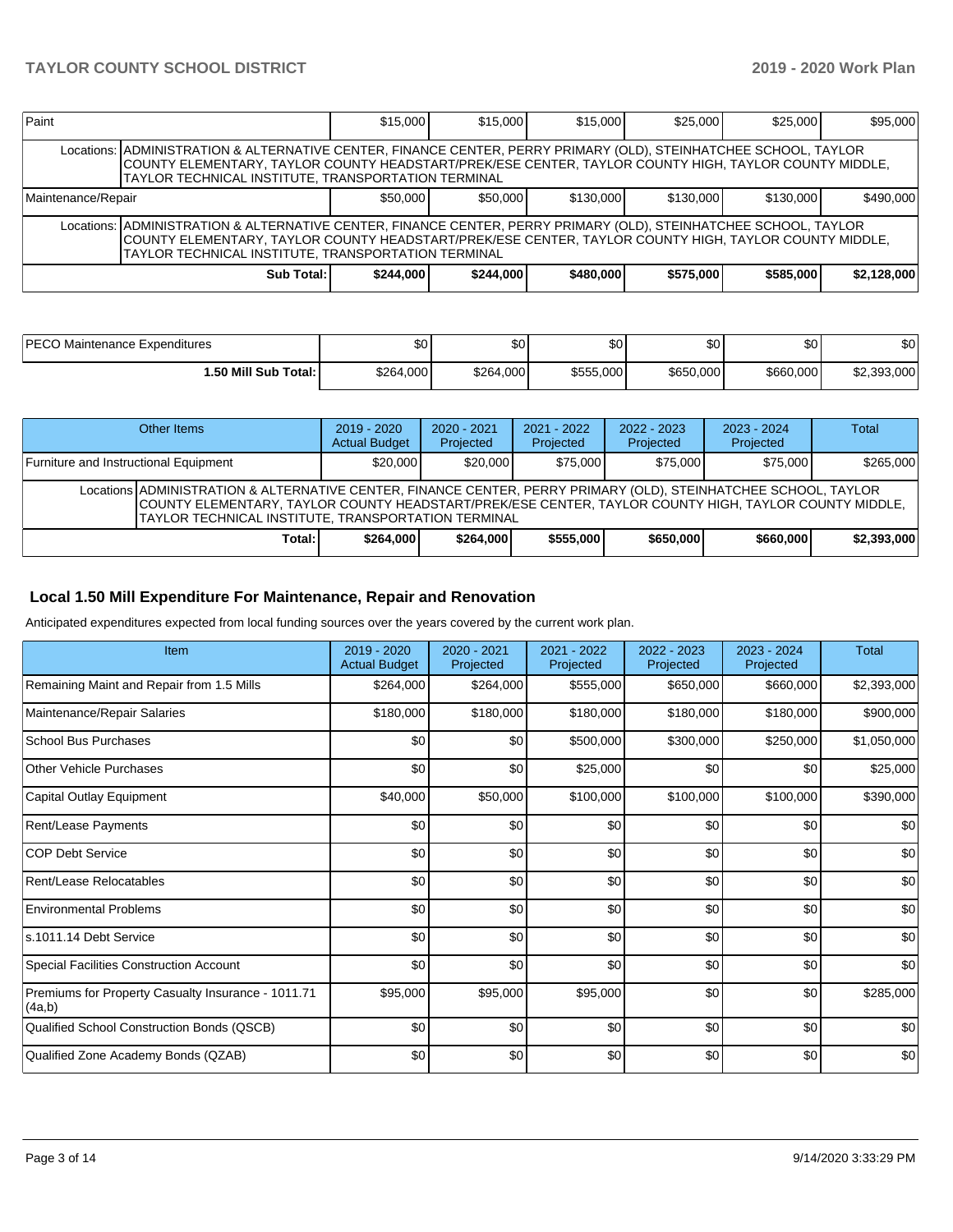| Paint | | $15,000 | $15,000 | $15,000 | $25,000 | $25,000 | $95,000 |
|---|---|---|---|---|---|---|---|
| | Locations: | ADMINISTRATION & ALTERNATIVE CENTER, FINANCE CENTER, PERRY PRIMARY (OLD), STEINHATCHEE SCHOOL, TAYLOR COUNTY ELEMENTARY, TAYLOR COUNTY HEADSTART/PREK/ESE CENTER, TAYLOR COUNTY HIGH, TAYLOR COUNTY MIDDLE, TAYLOR TECHNICAL INSTITUTE, TRANSPORTATION TERMINAL | | | | | |
| Maintenance/Repair | | $50,000 | $50,000 | $130,000 | $130,000 | $130,000 | $490,000 |
| | Locations: | ADMINISTRATION & ALTERNATIVE CENTER, FINANCE CENTER, PERRY PRIMARY (OLD), STEINHATCHEE SCHOOL, TAYLOR COUNTY ELEMENTARY, TAYLOR COUNTY HEADSTART/PREK/ESE CENTER, TAYLOR COUNTY HIGH, TAYLOR COUNTY MIDDLE, TAYLOR TECHNICAL INSTITUTE, TRANSPORTATION TERMINAL | | | | | |
| | **Sub Total:** | **$244,000** | **$244,000** | **$480,000** | **$575,000** | **$585,000** | **$2,128,000** |

| PECO Maintenance Expenditures | $0 | $0 | $0 | $0 | $0 | $0 |
|---|---|---|---|---|---|---|
| **1.50 Mill Sub Total:** | $264,000 | $264,000 | $555,000 | $650,000 | $660,000 | $2,393,000 |

| Other Items | | 2019 - 2020 Actual Budget | 2020 - 2021 Projected | 2021 - 2022 Projected | 2022 - 2023 Projected | 2023 - 2024 Projected | Total |
|---|---|---|---|---|---|---|---|
| Furniture and Instructional Equipment | | $20,000 | $20,000 | $75,000 | $75,000 | $75,000 | $265,000 |
| | Locations | ADMINISTRATION & ALTERNATIVE CENTER, FINANCE CENTER, PERRY PRIMARY (OLD), STEINHATCHEE SCHOOL, TAYLOR COUNTY ELEMENTARY, TAYLOR COUNTY HEADSTART/PREK/ESE CENTER, TAYLOR COUNTY HIGH, TAYLOR COUNTY MIDDLE, TAYLOR TECHNICAL INSTITUTE, TRANSPORTATION TERMINAL | | | | | |
| | **Total:** | **$264,000** | **$264,000** | **$555,000** | **$650,000** | **$660,000** | **$2,393,000** |

## Local 1.50 Mill Expenditure For Maintenance, Repair and Renovation

Anticipated expenditures expected from local funding sources over the years covered by the current work plan.

| Item | 2019 - 2020 Actual Budget | 2020 - 2021 Projected | 2021 - 2022 Projected | 2022 - 2023 Projected | 2023 - 2024 Projected | Total |
|---|---|---|---|---|---|---|
| Remaining Maint and Repair from 1.5 Mills | $264,000 | $264,000 | $555,000 | $650,000 | $660,000 | $2,393,000 |
| Maintenance/Repair Salaries | $180,000 | $180,000 | $180,000 | $180,000 | $180,000 | $900,000 |
| School Bus Purchases | $0 | $0 | $500,000 | $300,000 | $250,000 | $1,050,000 |
| Other Vehicle Purchases | $0 | $0 | $25,000 | $0 | $0 | $25,000 |
| Capital Outlay Equipment | $40,000 | $50,000 | $100,000 | $100,000 | $100,000 | $390,000 |
| Rent/Lease Payments | $0 | $0 | $0 | $0 | $0 | $0 |
| COP Debt Service | $0 | $0 | $0 | $0 | $0 | $0 |
| Rent/Lease Relocatables | $0 | $0 | $0 | $0 | $0 | $0 |
| Environmental Problems | $0 | $0 | $0 | $0 | $0 | $0 |
| s.1011.14 Debt Service | $0 | $0 | $0 | $0 | $0 | $0 |
| Special Facilities Construction Account | $0 | $0 | $0 | $0 | $0 | $0 |
| Premiums for Property Casualty Insurance - 1011.71 (4a,b) | $95,000 | $95,000 | $95,000 | $0 | $0 | $285,000 |
| Qualified School Construction Bonds (QSCB) | $0 | $0 | $0 | $0 | $0 | $0 |
| Qualified Zone Academy Bonds (QZAB) | $0 | $0 | $0 | $0 | $0 | $0 |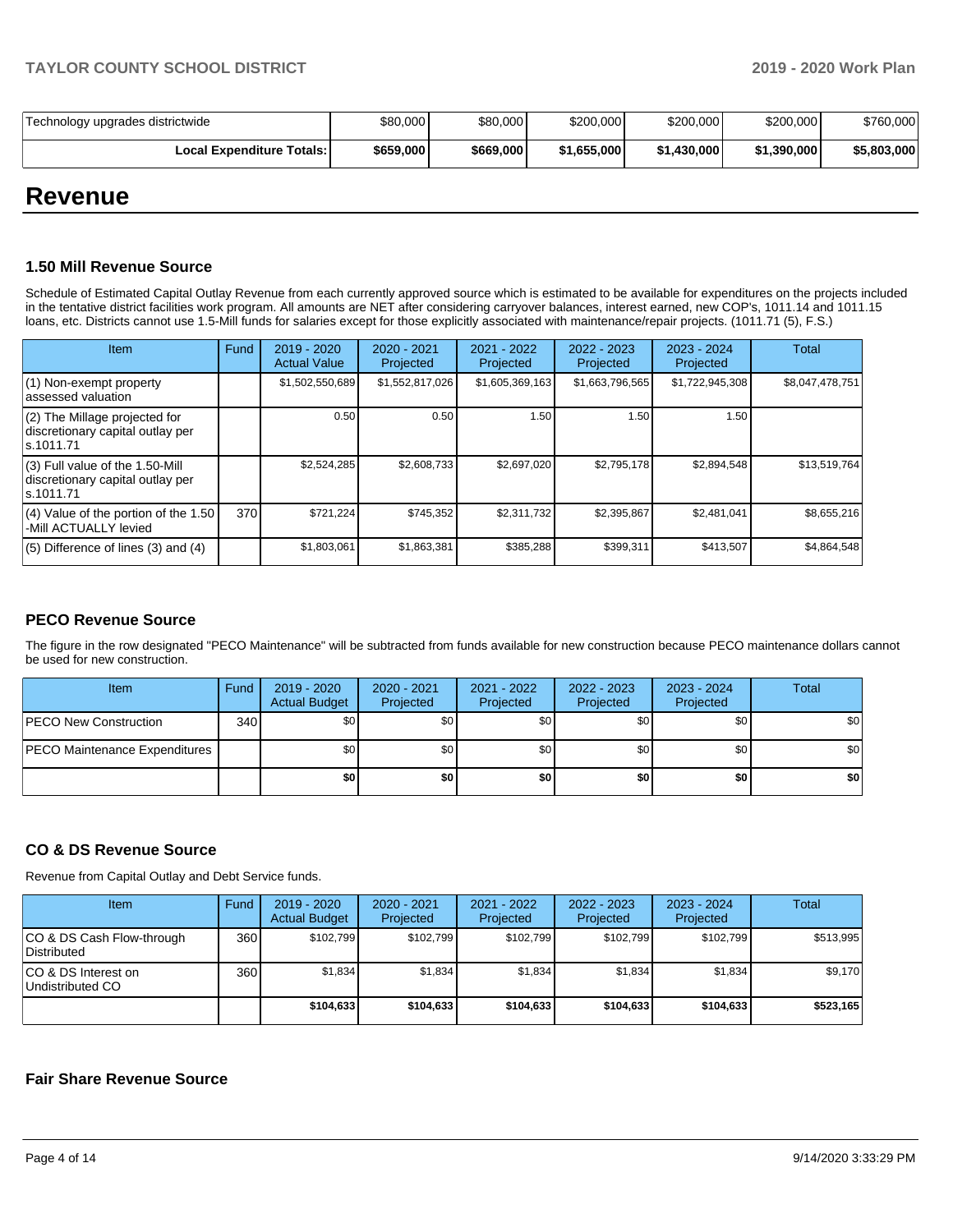| | | | | | | |
|---|---|---|---|---|---|---|
| Technology upgrades districtwide | $80,000 | $80,000 | $200,000 | $200,000 | $200,000 | $760,000 |
| **Local Expenditure Totals:** | **$659,000** | **$669,000** | **$1,655,000** | **$1,430,000** | **$1,390,000** | **$5,803,000** |

# Revenue

### 1.50 Mill Revenue Source

Schedule of Estimated Capital Outlay Revenue from each currently approved source which is estimated to be available for expenditures on the projects included in the tentative district facilities work program. All amounts are NET after considering carryover balances, interest earned, new COP's, 1011.14 and 1011.15 loans, etc. Districts cannot use 1.5-Mill funds for salaries except for those explicitly associated with maintenance/repair projects. (1011.71 (5), F.S.)

| Item | Fund | 2019 - 2020 Actual Value | 2020 - 2021 Projected | 2021 - 2022 Projected | 2022 - 2023 Projected | 2023 - 2024 Projected | Total |
|---|---|---|---|---|---|---|---|
| (1) Non-exempt property assessed valuation | | $1,502,550,689 | $1,552,817,026 | $1,605,369,163 | $1,663,796,565 | $1,722,945,308 | $8,047,478,751 |
| (2) The Millage projected for discretionary capital outlay per s.1011.71 | | 0.50 | 0.50 | 1.50 | 1.50 | 1.50 | |
| (3) Full value of the 1.50-Mill discretionary capital outlay per s.1011.71 | | $2,524,285 | $2,608,733 | $2,697,020 | $2,795,178 | $2,894,548 | $13,519,764 |
| (4) Value of the portion of the 1.50 -Mill ACTUALLY levied | 370 | $721,224 | $745,352 | $2,311,732 | $2,395,867 | $2,481,041 | $8,655,216 |
| (5) Difference of lines (3) and (4) | | $1,803,061 | $1,863,381 | $385,288 | $399,311 | $413,507 | $4,864,548 |

### PECO Revenue Source

The figure in the row designated "PECO Maintenance" will be subtracted from funds available for new construction because PECO maintenance dollars cannot be used for new construction.

| Item | Fund | 2019 - 2020 Actual Budget | 2020 - 2021 Projected | 2021 - 2022 Projected | 2022 - 2023 Projected | 2023 - 2024 Projected | Total |
|---|---|---|---|---|---|---|---|
| PECO New Construction | 340 | $0 | $0 | $0 | $0 | $0 | $0 |
| PECO Maintenance Expenditures | | $0 | $0 | $0 | $0 | $0 | $0 |
| | | **$0** | **$0** | **$0** | **$0** | **$0** | **$0** |

### CO & DS Revenue Source

Revenue from Capital Outlay and Debt Service funds.

| Item | Fund | 2019 - 2020 Actual Budget | 2020 - 2021 Projected | 2021 - 2022 Projected | 2022 - 2023 Projected | 2023 - 2024 Projected | Total |
|---|---|---|---|---|---|---|---|
| CO & DS Cash Flow-through Distributed | 360 | $102,799 | $102,799 | $102,799 | $102,799 | $102,799 | $513,995 |
| CO & DS Interest on Undistributed CO | 360 | $1,834 | $1,834 | $1,834 | $1,834 | $1,834 | $9,170 |
| | | **$104,633** | **$104,633** | **$104,633** | **$104,633** | **$104,633** | **$523,165** |

### Fair Share Revenue Source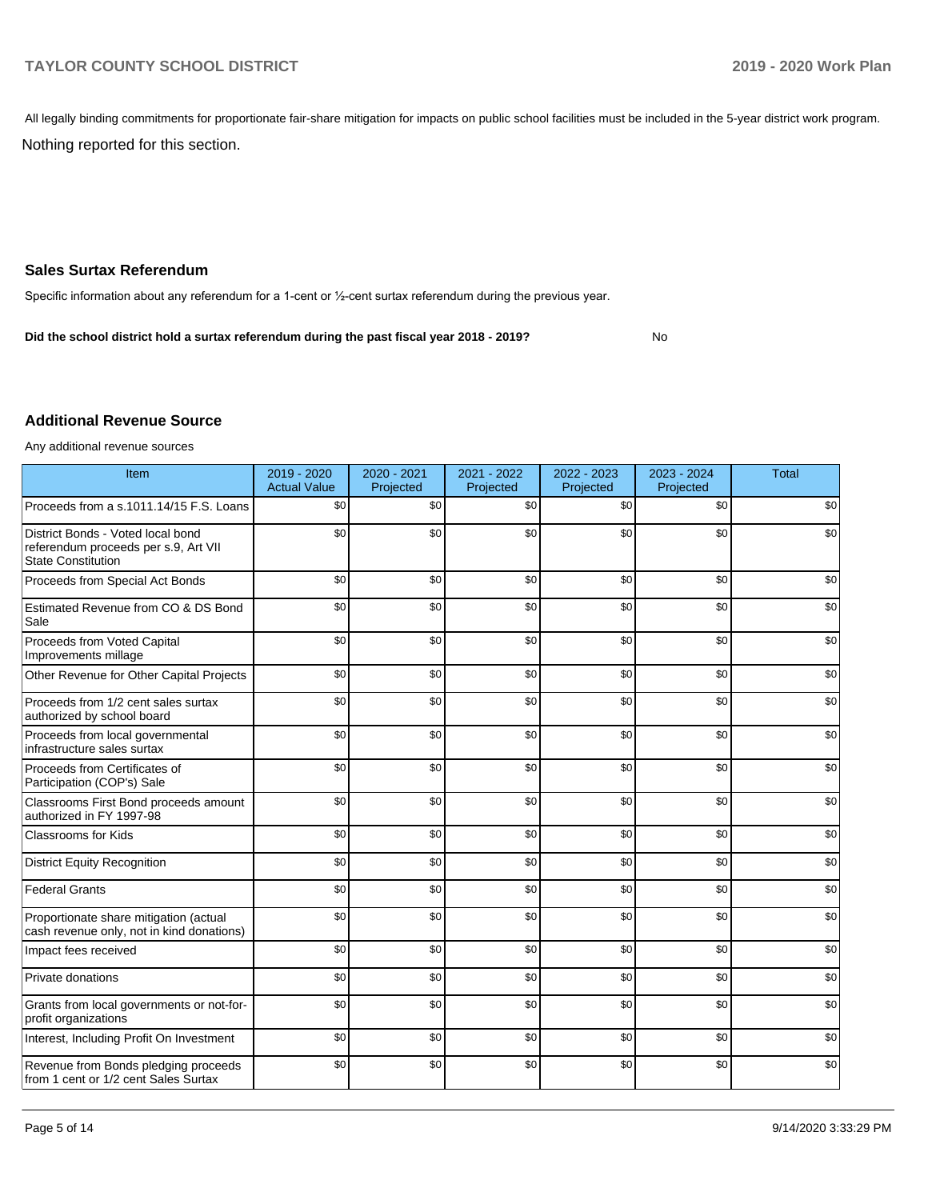All legally binding commitments for proportionate fair-share mitigation for impacts on public school facilities must be included in the 5-year district work program.

Nothing reported for this section.

## Sales Surtax Referendum

Specific information about any referendum for a 1-cent or ½-cent surtax referendum during the previous year.

**Did the school district hold a surtax referendum during the past fiscal year 2018 - 2019?** No

## Additional Revenue Source

Any additional revenue sources

| Item | 2019 - 2020 Actual Value | 2020 - 2021 Projected | 2021 - 2022 Projected | 2022 - 2023 Projected | 2023 - 2024 Projected | Total |
|---|---|---|---|---|---|---|
| Proceeds from a s.1011.14/15 F.S. Loans | $0 | $0 | $0 | $0 | $0 | $0 |
| District Bonds - Voted local bond referendum proceeds per s.9, Art VII State Constitution | $0 | $0 | $0 | $0 | $0 | $0 |
| Proceeds from Special Act Bonds | $0 | $0 | $0 | $0 | $0 | $0 |
| Estimated Revenue from CO & DS Bond Sale | $0 | $0 | $0 | $0 | $0 | $0 |
| Proceeds from Voted Capital Improvements millage | $0 | $0 | $0 | $0 | $0 | $0 |
| Other Revenue for Other Capital Projects | $0 | $0 | $0 | $0 | $0 | $0 |
| Proceeds from 1/2 cent sales surtax authorized by school board | $0 | $0 | $0 | $0 | $0 | $0 |
| Proceeds from local governmental infrastructure sales surtax | $0 | $0 | $0 | $0 | $0 | $0 |
| Proceeds from Certificates of Participation (COP's) Sale | $0 | $0 | $0 | $0 | $0 | $0 |
| Classrooms First Bond proceeds amount authorized in FY 1997-98 | $0 | $0 | $0 | $0 | $0 | $0 |
| Classrooms for Kids | $0 | $0 | $0 | $0 | $0 | $0 |
| District Equity Recognition | $0 | $0 | $0 | $0 | $0 | $0 |
| Federal Grants | $0 | $0 | $0 | $0 | $0 | $0 |
| Proportionate share mitigation (actual cash revenue only, not in kind donations) | $0 | $0 | $0 | $0 | $0 | $0 |
| Impact fees received | $0 | $0 | $0 | $0 | $0 | $0 |
| Private donations | $0 | $0 | $0 | $0 | $0 | $0 |
| Grants from local governments or not-for-profit organizations | $0 | $0 | $0 | $0 | $0 | $0 |
| Interest, Including Profit On Investment | $0 | $0 | $0 | $0 | $0 | $0 |
| Revenue from Bonds pledging proceeds from 1 cent or 1/2 cent Sales Surtax | $0 | $0 | $0 | $0 | $0 | $0 |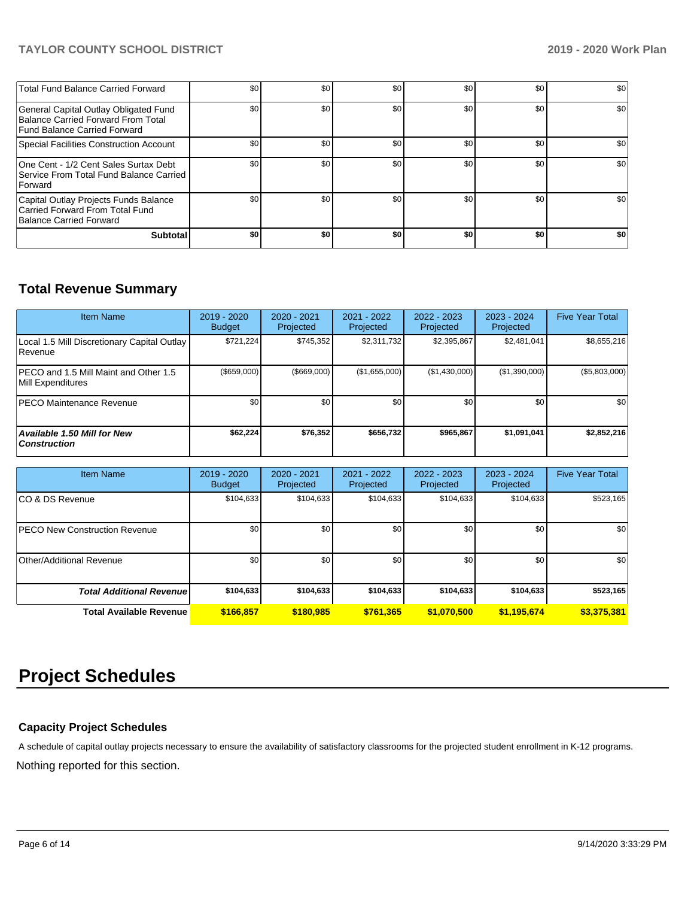| | | | | | | |
|---|---|---|---|---|---|---|
| Total Fund Balance Carried Forward | $0 | $0 | $0 | $0 | $0 | $0 |
| General Capital Outlay Obligated Fund Balance Carried Forward From Total Fund Balance Carried Forward | $0 | $0 | $0 | $0 | $0 | $0 |
| Special Facilities Construction Account | $0 | $0 | $0 | $0 | $0 | $0 |
| One Cent - 1/2 Cent Sales Surtax Debt Service From Total Fund Balance Carried Forward | $0 | $0 | $0 | $0 | $0 | $0 |
| Capital Outlay Projects Funds Balance Carried Forward From Total Fund Balance Carried Forward | $0 | $0 | $0 | $0 | $0 | $0 |
| **Subtotal** | **$0** | **$0** | **$0** | **$0** | **$0** | **$0** |

## Total Revenue Summary

| Item Name | 2019 - 2020 Budget | 2020 - 2021 Projected | 2021 - 2022 Projected | 2022 - 2023 Projected | 2023 - 2024 Projected | Five Year Total |
|---|---|---|---|---|---|---|
| Local 1.5 Mill Discretionary Capital Outlay Revenue | $721,224 | $745,352 | $2,311,732 | $2,395,867 | $2,481,041 | $8,655,216 |
| PECO and 1.5 Mill Maint and Other 1.5 Mill Expenditures | ($659,000) | ($669,000) | ($1,655,000) | ($1,430,000) | ($1,390,000) | ($5,803,000) |
| PECO Maintenance Revenue | $0 | $0 | $0 | $0 | $0 | $0 |
| ***Available 1.50 Mill for New Construction*** | **$62,224** | **$76,352** | **$656,732** | **$965,867** | **$1,091,041** | **$2,852,216** |

| Item Name | 2019 - 2020 Budget | 2020 - 2021 Projected | 2021 - 2022 Projected | 2022 - 2023 Projected | 2023 - 2024 Projected | Five Year Total |
|---|---|---|---|---|---|---|
| CO & DS Revenue | $104,633 | $104,633 | $104,633 | $104,633 | $104,633 | $523,165 |
| PECO New Construction Revenue | $0 | $0 | $0 | $0 | $0 | $0 |
| Other/Additional Revenue | $0 | $0 | $0 | $0 | $0 | $0 |
| ***Total Additional Revenue*** | **$104,633** | **$104,633** | **$104,633** | **$104,633** | **$104,633** | **$523,165** |
| **Total Available Revenue** | **$166,857** | **$180,985** | **$761,365** | **$1,070,500** | **$1,195,674** | **$3,375,381** |

# Project Schedules

### Capacity Project Schedules

A schedule of capital outlay projects necessary to ensure the availability of satisfactory classrooms for the projected student enrollment in K-12 programs.

Nothing reported for this section.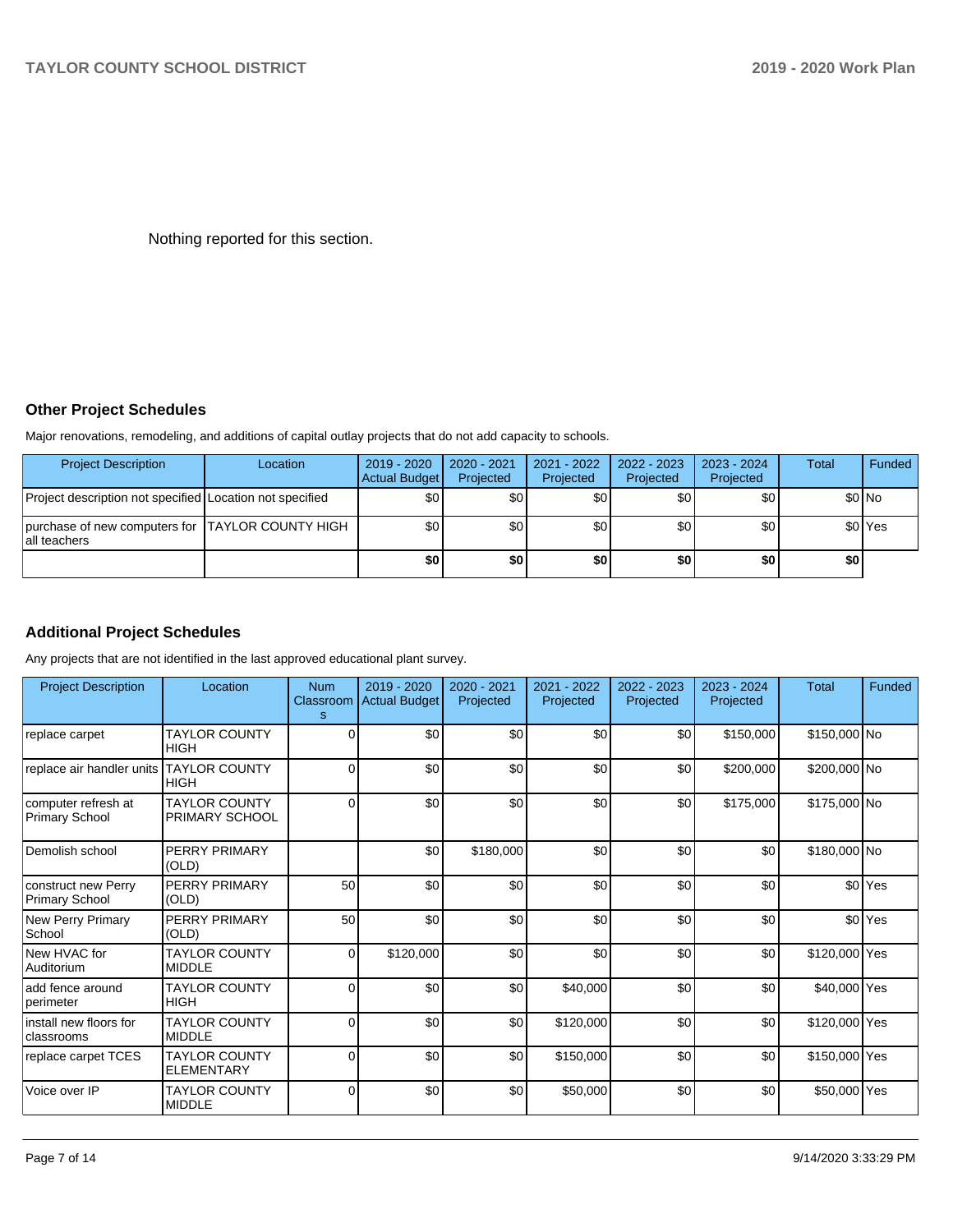Nothing reported for this section.

## Other Project Schedules

Major renovations, remodeling, and additions of capital outlay projects that do not add capacity to schools.

| Project Description | Location | 2019 - 2020 Actual Budget | 2020 - 2021 Projected | 2021 - 2022 Projected | 2022 - 2023 Projected | 2023 - 2024 Projected | Total | Funded |
|---|---|---|---|---|---|---|---|---|
| Project description not specified | Location not specified | $0 | $0 | $0 | $0 | $0 | $0 | No |
| purchase of new computers for all teachers | TAYLOR COUNTY HIGH | $0 | $0 | $0 | $0 | $0 | $0 | Yes |
| | | **$0** | **$0** | **$0** | **$0** | **$0** | **$0** | |

## Additional Project Schedules

Any projects that are not identified in the last approved educational plant survey.

| Project Description | Location | Num Classrooms | 2019 - 2020 Actual Budget | 2020 - 2021 Projected | 2021 - 2022 Projected | 2022 - 2023 Projected | 2023 - 2024 Projected | Total | Funded |
|---|---|---|---|---|---|---|---|---|---|
| replace carpet | TAYLOR COUNTY HIGH | 0 | $0 | $0 | $0 | $0 | $150,000 | $150,000 | No |
| replace air handler units | TAYLOR COUNTY HIGH | 0 | $0 | $0 | $0 | $0 | $200,000 | $200,000 | No |
| computer refresh at Primary School | TAYLOR COUNTY PRIMARY SCHOOL | 0 | $0 | $0 | $0 | $0 | $175,000 | $175,000 | No |
| Demolish school | PERRY PRIMARY (OLD) | | $0 | $180,000 | $0 | $0 | $0 | $180,000 | No |
| construct new Perry Primary School | PERRY PRIMARY (OLD) | 50 | $0 | $0 | $0 | $0 | $0 | $0 | Yes |
| New Perry Primary School | PERRY PRIMARY (OLD) | 50 | $0 | $0 | $0 | $0 | $0 | $0 | Yes |
| New HVAC for Auditorium | TAYLOR COUNTY MIDDLE | 0 | $120,000 | $0 | $0 | $0 | $0 | $120,000 | Yes |
| add fence around perimeter | TAYLOR COUNTY HIGH | 0 | $0 | $0 | $40,000 | $0 | $0 | $40,000 | Yes |
| install new floors for classrooms | TAYLOR COUNTY MIDDLE | 0 | $0 | $0 | $120,000 | $0 | $0 | $120,000 | Yes |
| replace carpet TCES | TAYLOR COUNTY ELEMENTARY | 0 | $0 | $0 | $150,000 | $0 | $0 | $150,000 | Yes |
| Voice over IP | TAYLOR COUNTY MIDDLE | 0 | $0 | $0 | $50,000 | $0 | $0 | $50,000 | Yes |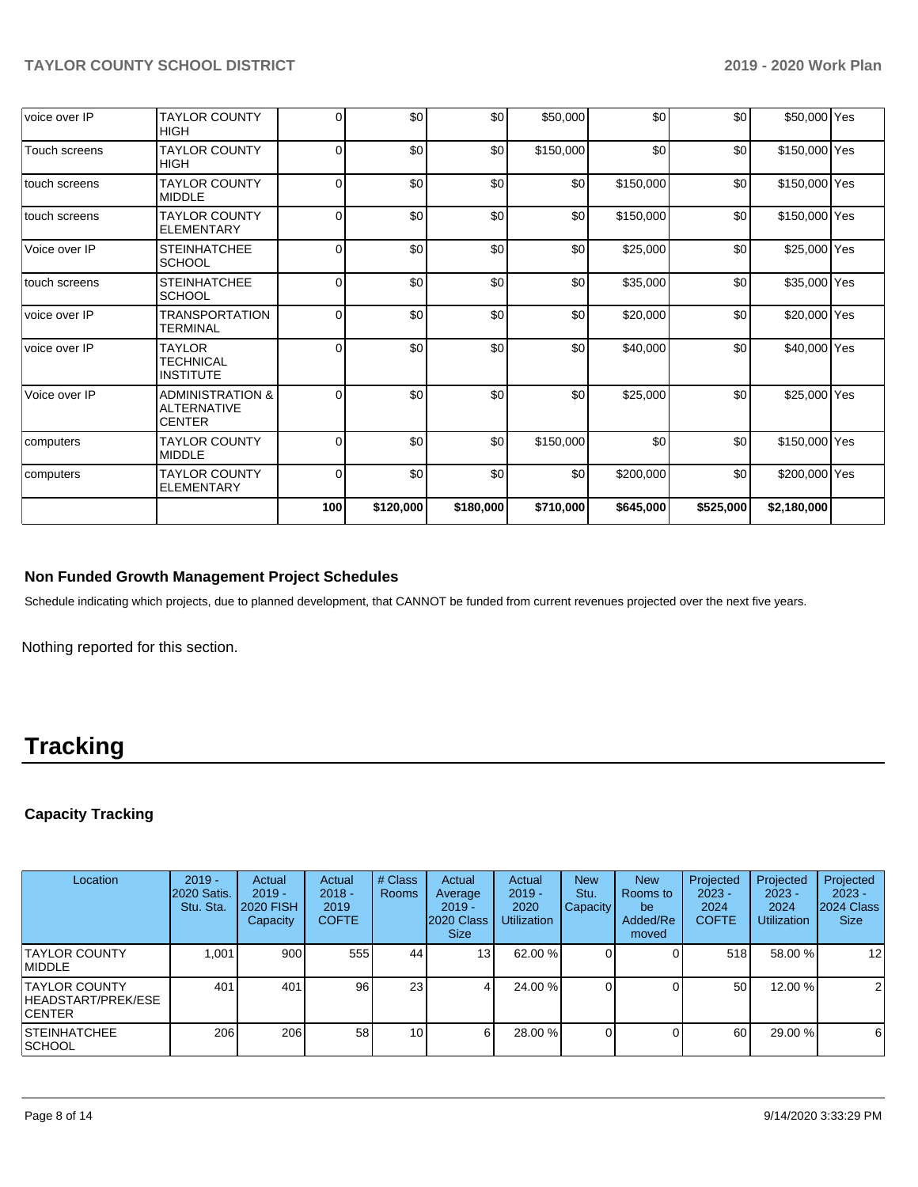| | | | | | | | | | |
|---|---|---|---|---|---|---|---|---|---|
| voice over IP | TAYLOR COUNTY HIGH | 0 | $0 | $0 | $50,000 | $0 | $0 | $50,000 | Yes |
| Touch screens | TAYLOR COUNTY HIGH | 0 | $0 | $0 | $150,000 | $0 | $0 | $150,000 | Yes |
| touch screens | TAYLOR COUNTY MIDDLE | 0 | $0 | $0 | $0 | $150,000 | $0 | $150,000 | Yes |
| touch screens | TAYLOR COUNTY ELEMENTARY | 0 | $0 | $0 | $0 | $150,000 | $0 | $150,000 | Yes |
| Voice over IP | STEINHATCHEE SCHOOL | 0 | $0 | $0 | $0 | $25,000 | $0 | $25,000 | Yes |
| touch screens | STEINHATCHEE SCHOOL | 0 | $0 | $0 | $0 | $35,000 | $0 | $35,000 | Yes |
| voice over IP | TRANSPORTATION TERMINAL | 0 | $0 | $0 | $0 | $20,000 | $0 | $20,000 | Yes |
| voice over IP | TAYLOR TECHNICAL INSTITUTE | 0 | $0 | $0 | $0 | $40,000 | $0 | $40,000 | Yes |
| Voice over IP | ADMINISTRATION & ALTERNATIVE CENTER | 0 | $0 | $0 | $0 | $25,000 | $0 | $25,000 | Yes |
| computers | TAYLOR COUNTY MIDDLE | 0 | $0 | $0 | $150,000 | $0 | $0 | $150,000 | Yes |
| computers | TAYLOR COUNTY ELEMENTARY | 0 | $0 | $0 | $0 | $200,000 | $0 | $200,000 | Yes |
| | | 100 | $120,000 | $180,000 | $710,000 | $645,000 | $525,000 | $2,180,000 | |

### Non Funded Growth Management Project Schedules

Schedule indicating which projects, due to planned development, that CANNOT be funded from current revenues projected over the next five years.

Nothing reported for this section.

# Tracking

### Capacity Tracking

| Location | 2019 - 2020 Satis. Stu. Sta. | Actual 2019 - 2020 FISH Capacity | Actual 2018 - 2019 COFTE | # Class Rooms | Actual Average 2019 - 2020 Class Size | Actual 2019 - 2020 Utilization | New Stu. Capacity | New Rooms to be Added/Removed | Projected 2023 - 2024 COFTE | Projected 2023 - 2024 Utilization | Projected 2023 - 2024 Class Size |
|---|---|---|---|---|---|---|---|---|---|---|---|
| TAYLOR COUNTY MIDDLE | 1,001 | 900 | 555 | 44 | 13 | 62.00 % | 0 | 0 | 518 | 58.00 % | 12 |
| TAYLOR COUNTY HEADSTART/PREK/ESE CENTER | 401 | 401 | 96 | 23 | 4 | 24.00 % | 0 | 0 | 50 | 12.00 % | 2 |
| STEINHATCHEE SCHOOL | 206 | 206 | 58 | 10 | 6 | 28.00 % | 0 | 0 | 60 | 29.00 % | 6 |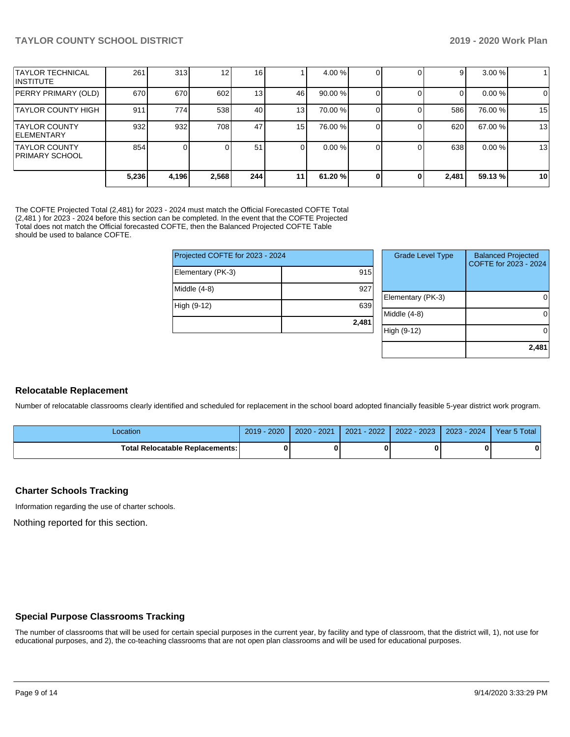| | | | | | | | | | | |
|---|---|---|---|---|---|---|---|---|---|---|
| TAYLOR TECHNICAL INSTITUTE | 261 | 313 | 12 | 16 | 1 | 4.00 % | 0 | 0 | 9 | 3.00 % | 1 |
| PERRY PRIMARY (OLD) | 670 | 670 | 602 | 13 | 46 | 90.00 % | 0 | 0 | 0 | 0.00 % | 0 |
| TAYLOR COUNTY HIGH | 911 | 774 | 538 | 40 | 13 | 70.00 % | 0 | 0 | 586 | 76.00 % | 15 |
| TAYLOR COUNTY ELEMENTARY | 932 | 932 | 708 | 47 | 15 | 76.00 % | 0 | 0 | 620 | 67.00 % | 13 |
| TAYLOR COUNTY PRIMARY SCHOOL | 854 | 0 | 0 | 51 | 0 | 0.00 % | 0 | 0 | 638 | 0.00 % | 13 |
| | **5,236** | **4,196** | **2,568** | **244** | **11** | **61.20 %** | **0** | **0** | **2,481** | **59.13 %** | **10** |

The COFTE Projected Total (2,481) for 2023 - 2024 must match the Official Forecasted COFTE Total (2,481 ) for 2023 - 2024 before this section can be completed. In the event that the COFTE Projected Total does not match the Official forecasted COFTE, then the Balanced Projected COFTE Table should be used to balance COFTE.

| Projected COFTE for 2023 - 2024 | |
|---|---|
| Elementary (PK-3) | 915 |
| Middle (4-8) | 927 |
| High (9-12) | 639 |
| | **2,481** |

| Grade Level Type | Balanced Projected COFTE for 2023 - 2024 |
|---|---|
| Elementary (PK-3) | 0 |
| Middle (4-8) | 0 |
| High (9-12) | 0 |
| | **2,481** |

## Relocatable Replacement

Number of relocatable classrooms clearly identified and scheduled for replacement in the school board adopted financially feasible 5-year district work program.

| Location | 2019 - 2020 | 2020 - 2021 | 2021 - 2022 | 2022 - 2023 | 2023 - 2024 | Year 5 Total |
|---|---|---|---|---|---|---|
| **Total Relocatable Replacements:** | **0** | **0** | **0** | **0** | **0** | **0** |

## Charter Schools Tracking

Information regarding the use of charter schools.

Nothing reported for this section.

## Special Purpose Classrooms Tracking

The number of classrooms that will be used for certain special purposes in the current year, by facility and type of classroom, that the district will, 1), not use for educational purposes, and 2), the co-teaching classrooms that are not open plan classrooms and will be used for educational purposes.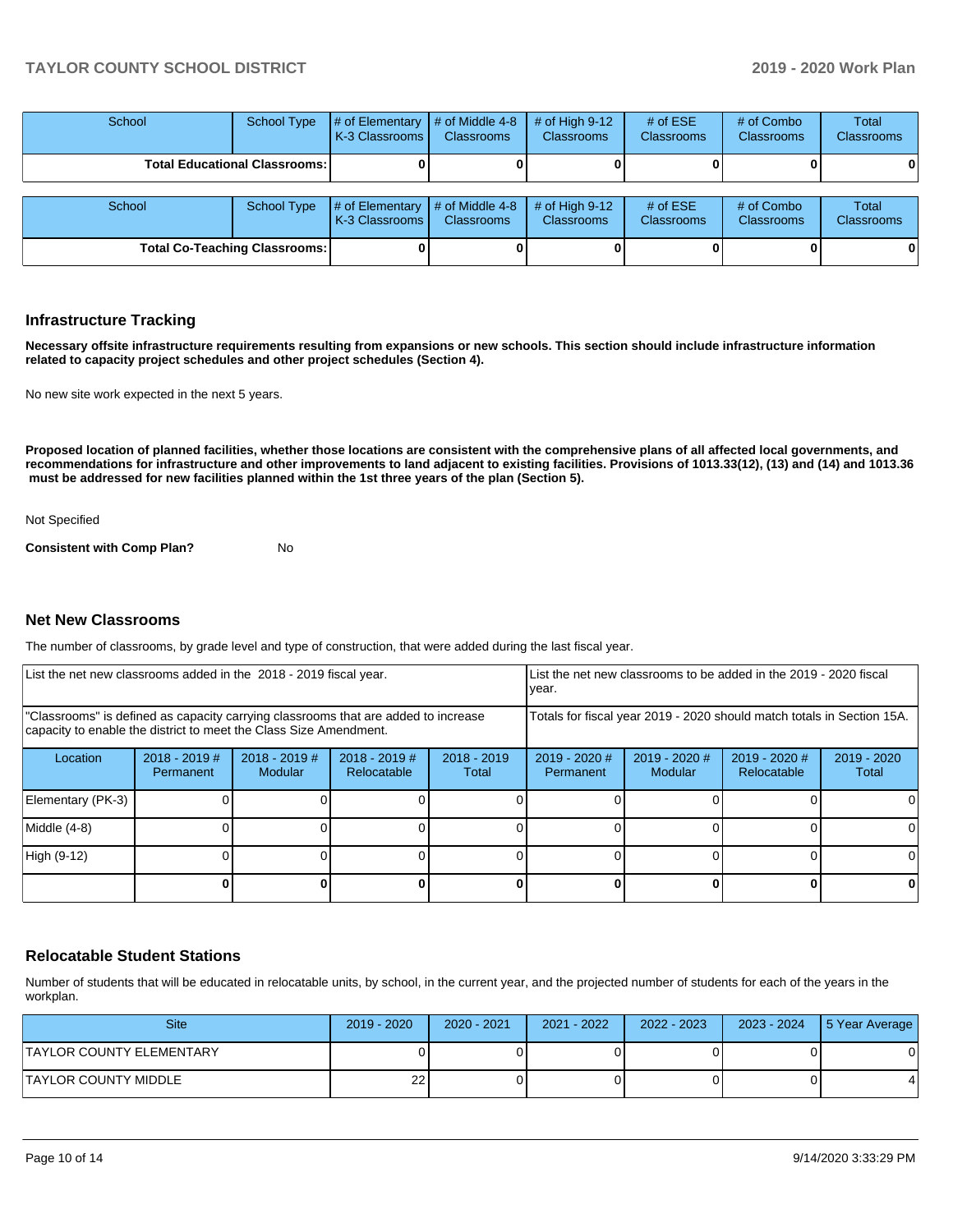| School | School Type | # of Elementary K-3 Classrooms | # of Middle 4-8 Classrooms | # of High 9-12 Classrooms | # of ESE Classrooms | # of Combo Classrooms | Total Classrooms |
|---|---|---|---|---|---|---|---|
| **Total Educational Classrooms:** | | **0** | **0** | **0** | **0** | **0** | **0** |

| School | School Type | # of Elementary K-3 Classrooms | # of Middle 4-8 Classrooms | # of High 9-12 Classrooms | # of ESE Classrooms | # of Combo Classrooms | Total Classrooms |
|---|---|---|---|---|---|---|---|
| **Total Co-Teaching Classrooms:** | | **0** | **0** | **0** | **0** | **0** | **0** |

## Infrastructure Tracking

**Necessary offsite infrastructure requirements resulting from expansions or new schools. This section should include infrastructure information related to capacity project schedules and other project schedules (Section 4).**

No new site work expected in the next 5 years.

**Proposed location of planned facilities, whether those locations are consistent with the comprehensive plans of all affected local governments, and recommendations for infrastructure and other improvements to land adjacent to existing facilities. Provisions of 1013.33(12), (13) and (14) and 1013.36 must be addressed for new facilities planned within the 1st three years of the plan (Section 5).**

Not Specified

**Consistent with Comp Plan?** No

## Net New Classrooms

The number of classrooms, by grade level and type of construction, that were added during the last fiscal year.

| List the net new classrooms added in the 2018 - 2019 fiscal year. | | | | | List the net new classrooms to be added in the 2019 - 2020 fiscal year. | | | |
|---|---|---|---|---|---|---|---|---|
| "Classrooms" is defined as capacity carrying classrooms that are added to increase capacity to enable the district to meet the Class Size Amendment. | | | | | Totals for fiscal year 2019 - 2020 should match totals in Section 15A. | | | |
| Location | 2018 - 2019 # Permanent | 2018 - 2019 # Modular | 2018 - 2019 # Relocatable | 2018 - 2019 Total | 2019 - 2020 # Permanent | 2019 - 2020 # Modular | 2019 - 2020 # Relocatable | 2019 - 2020 Total |
| Elementary (PK-3) | 0 | 0 | 0 | 0 | 0 | 0 | 0 | 0 |
| Middle (4-8) | 0 | 0 | 0 | 0 | 0 | 0 | 0 | 0 |
| High (9-12) | 0 | 0 | 0 | 0 | 0 | 0 | 0 | 0 |
| | **0** | **0** | **0** | **0** | **0** | **0** | **0** | **0** |

## Relocatable Student Stations

Number of students that will be educated in relocatable units, by school, in the current year, and the projected number of students for each of the years in the workplan.

| Site | 2019 - 2020 | 2020 - 2021 | 2021 - 2022 | 2022 - 2023 | 2023 - 2024 | 5 Year Average |
|---|---|---|---|---|---|---|
| TAYLOR COUNTY ELEMENTARY | 0 | 0 | 0 | 0 | 0 | 0 |
| TAYLOR COUNTY MIDDLE | 22 | 0 | 0 | 0 | 0 | 4 |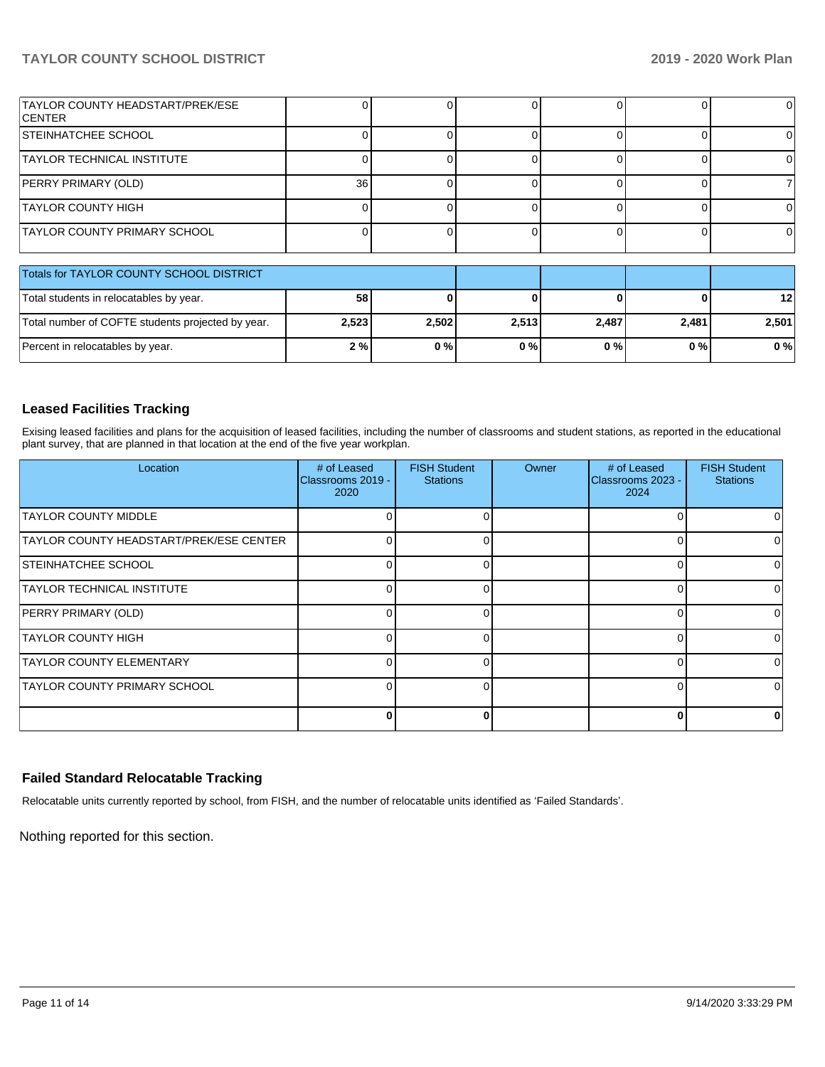| | | | | | | |
|---|---|---|---|---|---|---|
| TAYLOR COUNTY HEADSTART/PREK/ESE CENTER | 0 | 0 | 0 | 0 | 0 | 0 |
| STEINHATCHEE SCHOOL | 0 | 0 | 0 | 0 | 0 | 0 |
| TAYLOR TECHNICAL INSTITUTE | 0 | 0 | 0 | 0 | 0 | 0 |
| PERRY PRIMARY (OLD) | 36 | 0 | 0 | 0 | 0 | 7 |
| TAYLOR COUNTY HIGH | 0 | 0 | 0 | 0 | 0 | 0 |
| TAYLOR COUNTY PRIMARY SCHOOL | 0 | 0 | 0 | 0 | 0 | 0 |

| Totals for TAYLOR COUNTY SCHOOL DISTRICT | | | | | | |
|---|---|---|---|---|---|---|
| Total students in relocatables by year. | **58** | **0** | **0** | **0** | **0** | **12** |
| Total number of COFTE students projected by year. | **2,523** | **2,502** | **2,513** | **2,487** | **2,481** | **2,501** |
| Percent in relocatables by year. | **2 %** | **0 %** | **0 %** | **0 %** | **0 %** | **0 %** |

## Leased Facilities Tracking

Exising leased facilities and plans for the acquisition of leased facilities, including the number of classrooms and student stations, as reported in the educational plant survey, that are planned in that location at the end of the five year workplan.

| Location | # of Leased Classrooms 2019 - 2020 | FISH Student Stations | Owner | # of Leased Classrooms 2023 - 2024 | FISH Student Stations |
|---|---|---|---|---|---|
| TAYLOR COUNTY MIDDLE | 0 | 0 | | 0 | 0 |
| TAYLOR COUNTY HEADSTART/PREK/ESE CENTER | 0 | 0 | | 0 | 0 |
| STEINHATCHEE SCHOOL | 0 | 0 | | 0 | 0 |
| TAYLOR TECHNICAL INSTITUTE | 0 | 0 | | 0 | 0 |
| PERRY PRIMARY (OLD) | 0 | 0 | | 0 | 0 |
| TAYLOR COUNTY HIGH | 0 | 0 | | 0 | 0 |
| TAYLOR COUNTY ELEMENTARY | 0 | 0 | | 0 | 0 |
| TAYLOR COUNTY PRIMARY SCHOOL | 0 | 0 | | 0 | 0 |
| | **0** | **0** | | **0** | **0** |

## Failed Standard Relocatable Tracking

Relocatable units currently reported by school, from FISH, and the number of relocatable units identified as 'Failed Standards'.

Nothing reported for this section.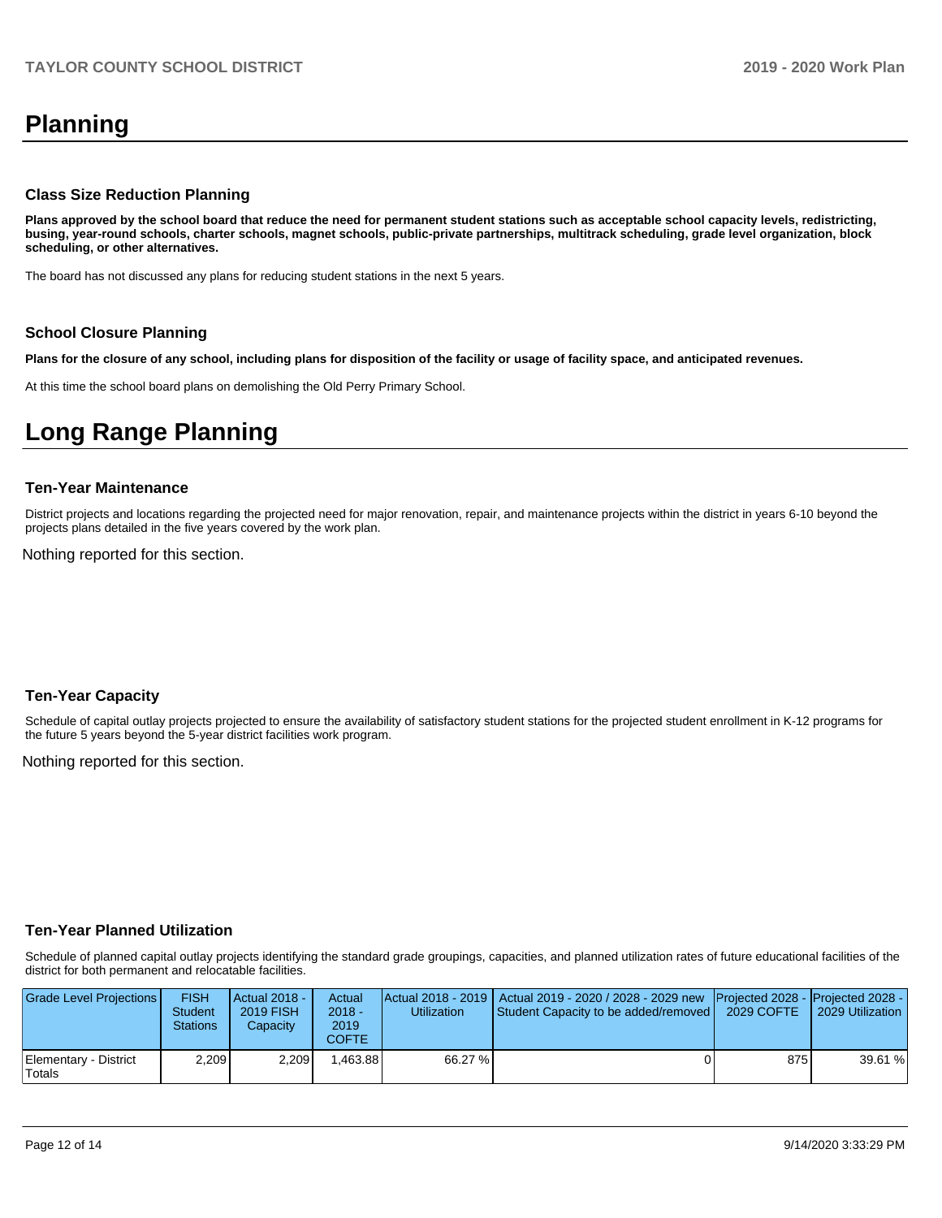# Planning

### Class Size Reduction Planning

**Plans approved by the school board that reduce the need for permanent student stations such as acceptable school capacity levels, redistricting, busing, year-round schools, charter schools, magnet schools, public-private partnerships, multitrack scheduling, grade level organization, block scheduling, or other alternatives.**

The board has not discussed any plans for reducing student stations in the next 5 years.

### School Closure Planning

**Plans for the closure of any school, including plans for disposition of the facility or usage of facility space, and anticipated revenues.**

At this time the school board plans on demolishing the Old Perry Primary School.

# Long Range Planning

### Ten-Year Maintenance

District projects and locations regarding the projected need for major renovation, repair, and maintenance projects within the district in years 6-10 beyond the projects plans detailed in the five years covered by the work plan.

Nothing reported for this section.

### Ten-Year Capacity

Schedule of capital outlay projects projected to ensure the availability of satisfactory student stations for the projected student enrollment in K-12 programs for the future 5 years beyond the 5-year district facilities work program.

Nothing reported for this section.

### Ten-Year Planned Utilization

Schedule of planned capital outlay projects identifying the standard grade groupings, capacities, and planned utilization rates of future educational facilities of the district for both permanent and relocatable facilities.

| Grade Level Projections | FISH Student Stations | Actual 2018 - 2019 FISH Capacity | Actual 2018 - 2019 COFTE | Actual 2018 - 2019 Utilization | Actual 2019 - 2020 / 2028 - 2029 new Student Capacity to be added/removed | Projected 2028 - 2029 COFTE | Projected 2028 - 2029 Utilization |
|---|---|---|---|---|---|---|---|
| Elementary - District Totals | 2,209 | 2,209 | 1,463.88 | 66.27 % | 0 | 875 | 39.61 % |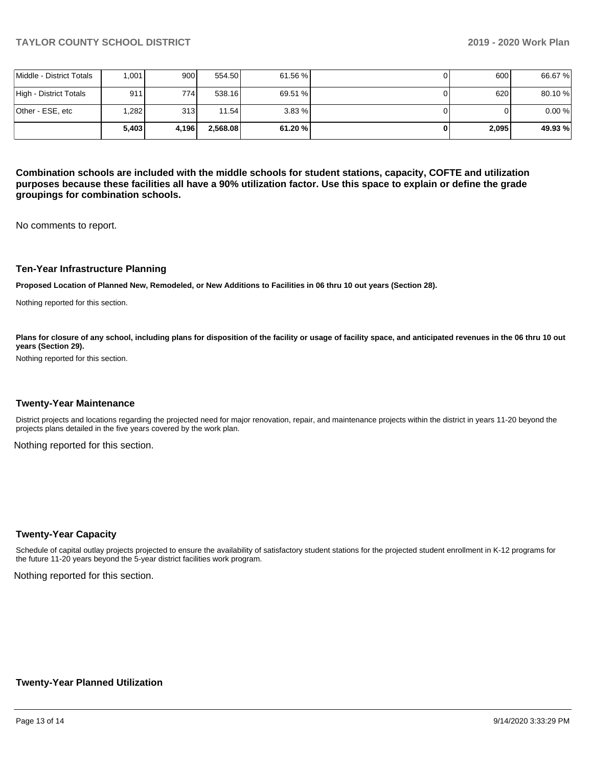| | | | | | | | |
|---|---|---|---|---|---|---|---|
| Middle - District Totals | 1,001 | 900 | 554.50 | 61.56 % | 0 | 600 | 66.67 % |
| High - District Totals | 911 | 774 | 538.16 | 69.51 % | 0 | 620 | 80.10 % |
| Other - ESE, etc | 1,282 | 313 | 11.54 | 3.83 % | 0 | 0 | 0.00 % |
| | **5,403** | **4,196** | **2,568.08** | **61.20 %** | **0** | **2,095** | **49.93 %** |

**Combination schools are included with the middle schools for student stations, capacity, COFTE and utilization purposes because these facilities all have a 90% utilization factor. Use this space to explain or define the grade groupings for combination schools.**

No comments to report.

### Ten-Year Infrastructure Planning

**Proposed Location of Planned New, Remodeled, or New Additions to Facilities in 06 thru 10 out years (Section 28).**

Nothing reported for this section.

**Plans for closure of any school, including plans for disposition of the facility or usage of facility space, and anticipated revenues in the 06 thru 10 out years (Section 29).**

Nothing reported for this section.

### Twenty-Year Maintenance

District projects and locations regarding the projected need for major renovation, repair, and maintenance projects within the district in years 11-20 beyond the projects plans detailed in the five years covered by the work plan.

Nothing reported for this section.

### Twenty-Year Capacity

Schedule of capital outlay projects projected to ensure the availability of satisfactory student stations for the projected student enrollment in K-12 programs for the future 11-20 years beyond the 5-year district facilities work program.

Nothing reported for this section.

### Twenty-Year Planned Utilization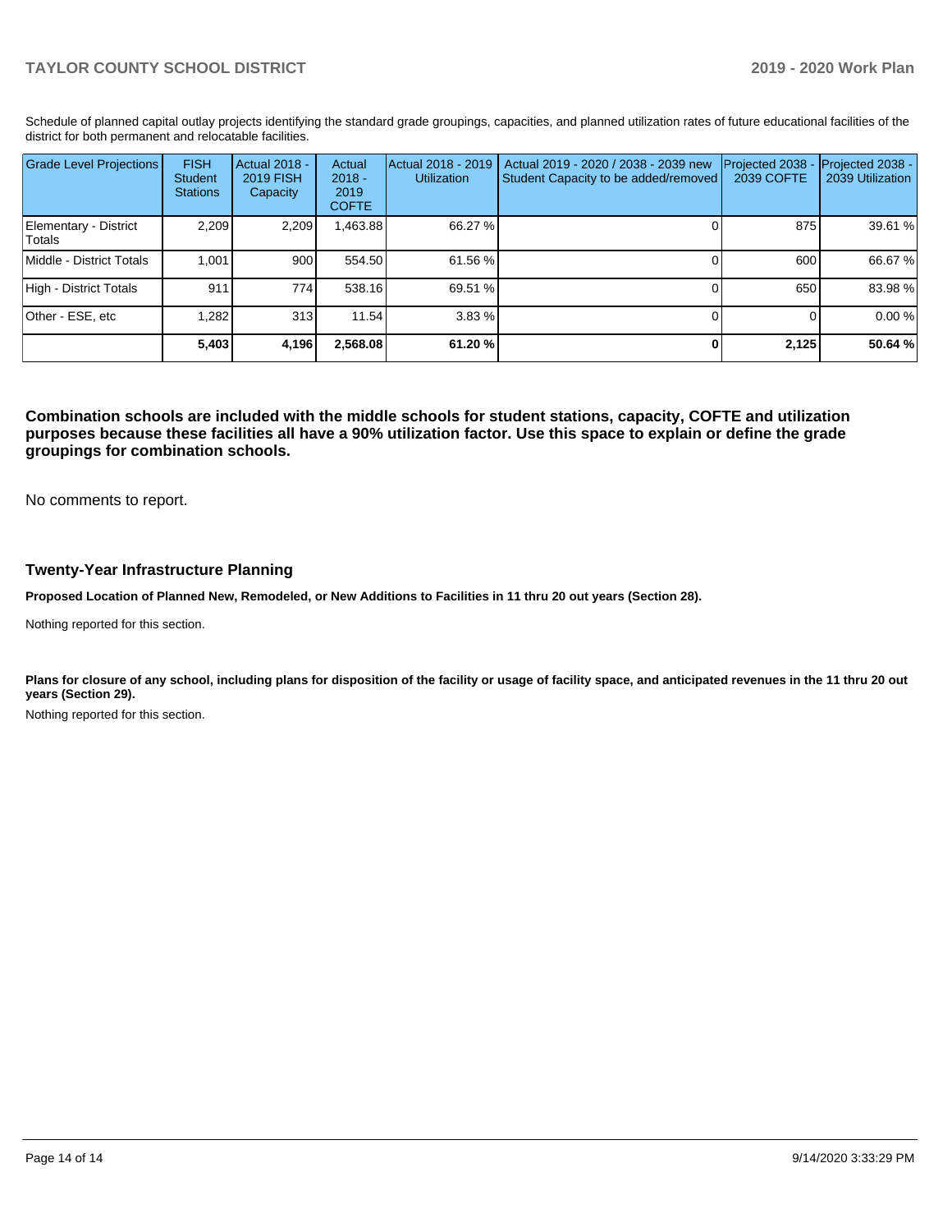Schedule of planned capital outlay projects identifying the standard grade groupings, capacities, and planned utilization rates of future educational facilities of the district for both permanent and relocatable facilities.

| Grade Level Projections | FISH Student Stations | Actual 2018 - 2019 FISH Capacity | Actual 2018 - 2019 COFTE | Actual 2018 - 2019 Utilization | Actual 2019 - 2020 / 2038 - 2039 new Student Capacity to be added/removed | Projected 2038 - 2039 COFTE | Projected 2038 - 2039 Utilization |
|---|---|---|---|---|---|---|---|
| Elementary - District Totals | 2,209 | 2,209 | 1,463.88 | 66.27 % | 0 | 875 | 39.61 % |
| Middle - District Totals | 1,001 | 900 | 554.50 | 61.56 % | 0 | 600 | 66.67 % |
| High - District Totals | 911 | 774 | 538.16 | 69.51 % | 0 | 650 | 83.98 % |
| Other - ESE, etc | 1,282 | 313 | 11.54 | 3.83 % | 0 | 0 | 0.00 % |
| | **5,403** | **4,196** | **2,568.08** | **61.20 %** | **0** | **2,125** | **50.64 %** |

**Combination schools are included with the middle schools for student stations, capacity, COFTE and utilization purposes because these facilities all have a 90% utilization factor. Use this space to explain or define the grade groupings for combination schools.**

No comments to report.

## Twenty-Year Infrastructure Planning

**Proposed Location of Planned New, Remodeled, or New Additions to Facilities in 11 thru 20 out years (Section 28).**

Nothing reported for this section.

**Plans for closure of any school, including plans for disposition of the facility or usage of facility space, and anticipated revenues in the 11 thru 20 out years (Section 29).**

Nothing reported for this section.